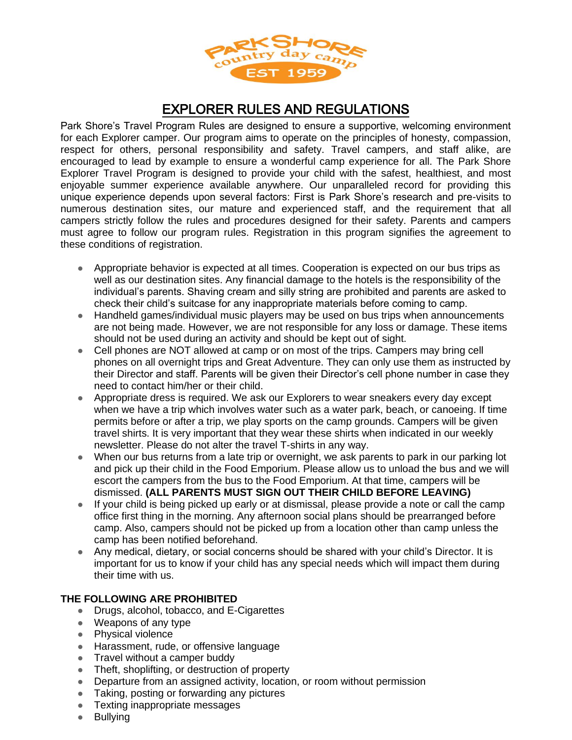# EXPLORER RULES AND REGULATIONS

Park Shore's Travel Program Rules are designed to ensure a supportive, welcoming environment for each Explorer camper. Our program aims to operate on the principles of honesty, compassion, respect for others, personal responsibility and safety. Travel campers, and staff alike, are encouraged to lead by example to ensure a wonderful camp experience for all. The Park Shore Explorer Travel Program is designed to provide your child with the safest, healthiest, and most enjoyable summer experience available anywhere. Our unparalleled record for providing this unique experience depends upon several factors: First is Park Shore's research and pre-visits to numerous destination sites, our mature and experienced staff, and the requirement that all campers strictly follow the rules and procedures designed for their safety. Parents and campers must agree to follow our program rules. Registration in this program signifies the agreement to these conditions of registration.

- Appropriate behavior is expected at all times. Cooperation is expected on our bus trips as well as our destination sites. Any financial damage to the hotels is the responsibility of the individual's parents. Shaving cream and silly string are prohibited and parents are asked to check their child's suitcase for any inappropriate materials before coming to camp.
- Handheld games/individual music players may be used on bus trips when announcements are not being made. However, we are not responsible for any loss or damage. These items should not be used during an activity and should be kept out of sight.
- Cell phones are NOT allowed at camp or on most of the trips. Campers may bring cell phones on all overnight trips and Great Adventure. They can only use them as instructed by their Director and staff. Parents will be given their Director's cell phone number in case they need to contact him/her or their child.
- Appropriate dress is required. We ask our Explorers to wear sneakers every day except when we have a trip which involves water such as a water park, beach, or canoeing. If time permits before or after a trip, we play sports on the camp grounds. Campers will be given travel shirts. It is very important that they wear these shirts when indicated in our weekly newsletter. Please do not alter the travel T-shirts in any way.
- When our bus returns from a late trip or overnight, we ask parents to park in our parking lot and pick up their child in the Food Emporium. Please allow us to unload the bus and we will escort the campers from the bus to the Food Emporium. At that time, campers will be dismissed. **(ALL PARENTS MUST SIGN OUT THEIR CHILD BEFORE LEAVING)**
- If your child is being picked up early or at dismissal, please provide a note or call the camp office first thing in the morning. Any afternoon social plans should be prearranged before camp. Also, campers should not be picked up from a location other than camp unless the camp has been notified beforehand.
- Any medical, dietary, or social concerns should be shared with your child's Director. It is important for us to know if your child has any special needs which will impact them during their time with us.

**THE FOLLOWING ARE PROHIBITED**

- Drugs, alcohol, tobacco, and E-Cigarettes
- Weapons of any type
- Physical violence
- Harassment, rude, or offensive language
- Travel without a camper buddy
- Theft, shoplifting, or destruction of property
- Departure from an assigned activity, location, or room without permission
- Taking, posting or forwarding any pictures
- Texting inappropriate messages
- Bullying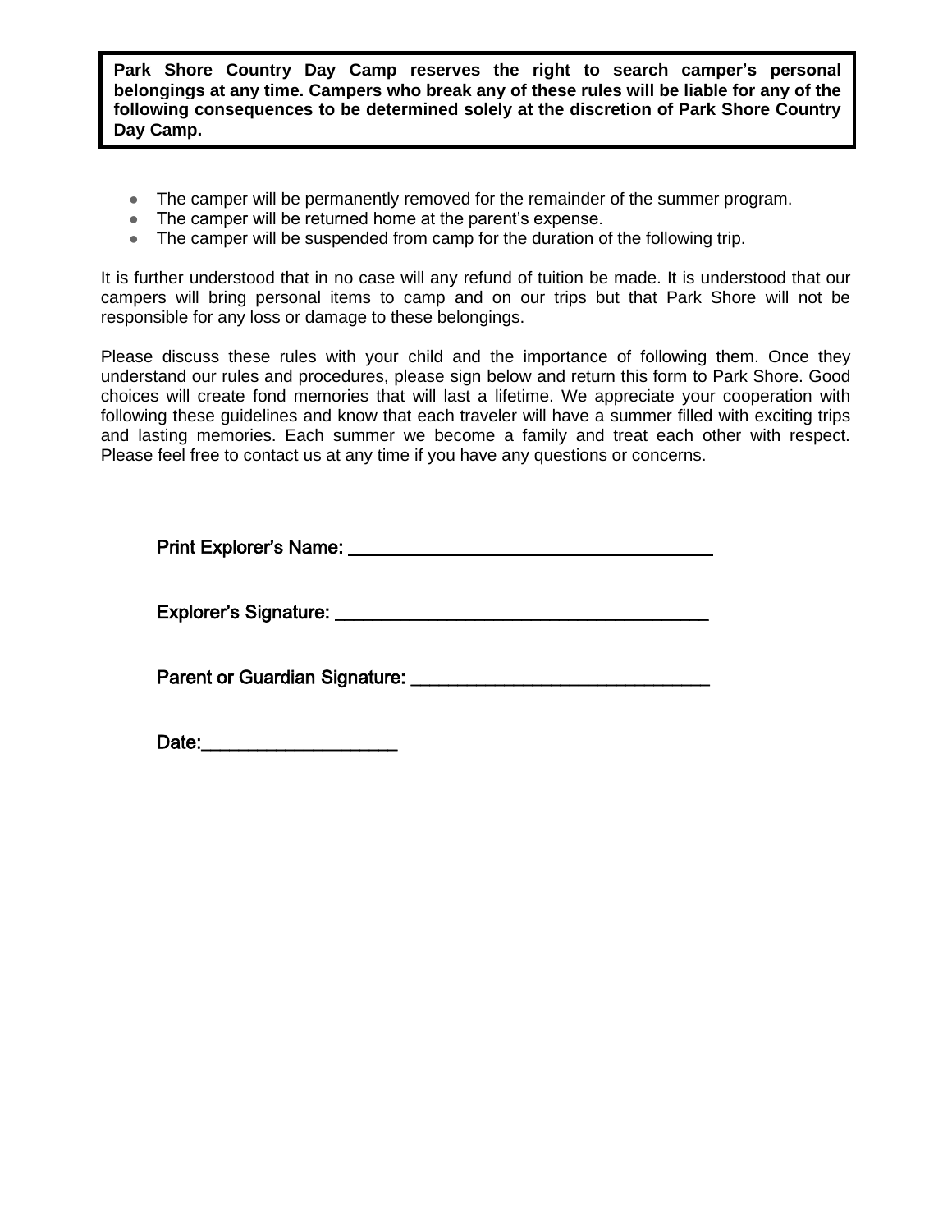**Park Shore Country Day Camp reserves the right to search camper's personal belongings at any time. Campers who break any of these rules will be liable for any of the following consequences to be determined solely at the discretion of Park Shore Country Day Camp.**

- The camper will be permanently removed for the remainder of the summer program.
- The camper will be returned home at the parent's expense.
- The camper will be suspended from camp for the duration of the following trip.

It is further understood that in no case will any refund of tuition be made. It is understood that our campers will bring personal items to camp and on our trips but that Park Shore will not be responsible for any loss or damage to these belongings.

Please discuss these rules with your child and the importance of following them. Once they understand our rules and procedures, please sign below and return this form to Park Shore. Good choices will create fond memories that will last a lifetime. We appreciate your cooperation with following these guidelines and know that each traveler will have a summer filled with exciting trips and lasting memories. Each summer we become a family and treat each other with respect. Please feel free to contact us at any time if you have any questions or concerns.

Print Explorer's Name: ____________________________________

Explorer's Signature: ____________________________________

Parent or Guardian Signature: ______________________________

Date:___________________